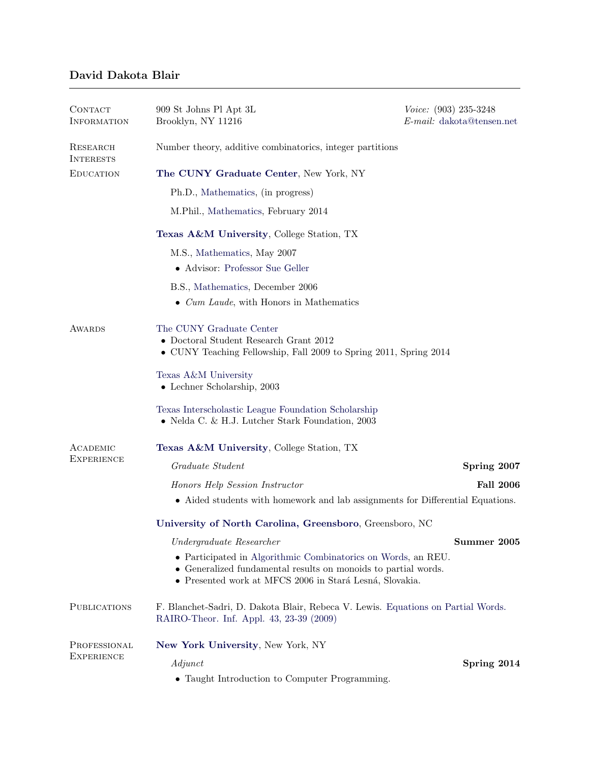# David Dakota Blair

---

## Contact Information

909 St Johns Pl Apt 3L
Brooklyn, NY 11216

*Voice:* (903) 235-3248
*E-mail:* dakota@tensen.net

## Research Interests

Number theory, additive combinatorics, integer partitions

## Education

**The CUNY Graduate Center**, New York, NY

Ph.D., Mathematics, (in progress)

M.Phil., Mathematics, February 2014

**Texas A&M University**, College Station, TX

M.S., Mathematics, May 2007

- Advisor: Professor Sue Geller

B.S., Mathematics, December 2006

- *Cum Laude*, with Honors in Mathematics

## Awards

The CUNY Graduate Center

- Doctoral Student Research Grant 2012
- CUNY Teaching Fellowship, Fall 2009 to Spring 2011, Spring 2014

Texas A&M University

- Lechner Scholarship, 2003

Texas Interscholastic League Foundation Scholarship

- Nelda C. & H.J. Lutcher Stark Foundation, 2003

## Academic Experience

**Texas A&M University**, College Station, TX

*Graduate Student* — **Spring 2007**

*Honors Help Session Instructor* — **Fall 2006**

- Aided students with homework and lab assignments for Differential Equations.

**University of North Carolina, Greensboro**, Greensboro, NC

*Undergraduate Researcher* — **Summer 2005**

- Participated in Algorithmic Combinatorics on Words, an REU.
- Generalized fundamental results on monoids to partial words.
- Presented work at MFCS 2006 in Stará Lesná, Slovakia.

## Publications

F. Blanchet-Sadri, D. Dakota Blair, Rebeca V. Lewis. Equations on Partial Words. RAIRO-Theor. Inf. Appl. 43, 23-39 (2009)

## Professional Experience

**New York University**, New York, NY

*Adjunct* — **Spring 2014**

- Taught Introduction to Computer Programming.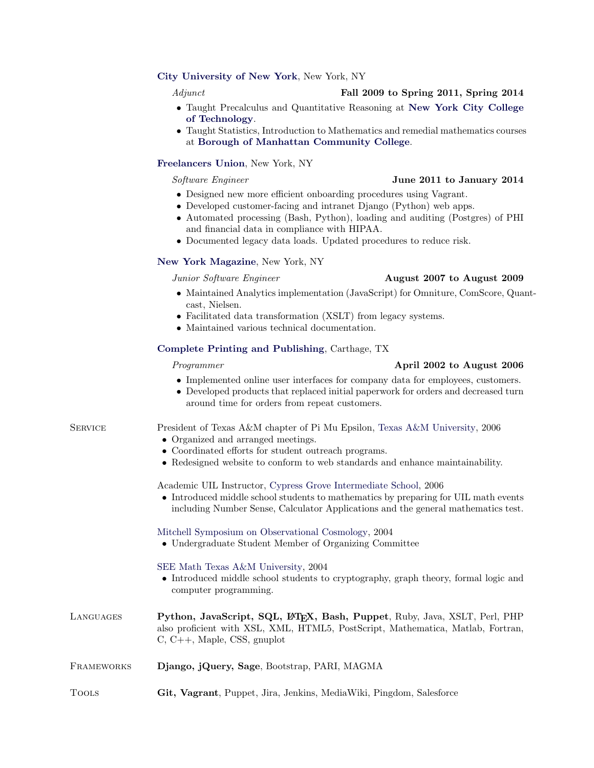**City University of New York**, New York, NY

*Adjunct* **Fall 2009 to Spring 2011, Spring 2014**

- Taught Precalculus and Quantitative Reasoning at **New York City College of Technology**.
- Taught Statistics, Introduction to Mathematics and remedial mathematics courses at **Borough of Manhattan Community College**.

**Freelancers Union**, New York, NY

*Software Engineer* **June 2011 to January 2014**

- Designed new more efficient onboarding procedures using Vagrant.
- Developed customer-facing and intranet Django (Python) web apps.
- Automated processing (Bash, Python), loading and auditing (Postgres) of PHI and financial data in compliance with HIPAA.
- Documented legacy data loads. Updated procedures to reduce risk.

**New York Magazine**, New York, NY

*Junior Software Engineer* **August 2007 to August 2009**

- Maintained Analytics implementation (JavaScript) for Omniture, ComScore, Quantcast, Nielsen.
- Facilitated data transformation (XSLT) from legacy systems.
- Maintained various technical documentation.

**Complete Printing and Publishing**, Carthage, TX

*Programmer* **April 2002 to August 2006**

- Implemented online user interfaces for company data for employees, customers.
- Developed products that replaced initial paperwork for orders and decreased turn around time for orders from repeat customers.

## Service

President of Texas A&M chapter of Pi Mu Epsilon, Texas A&M University, 2006
- Organized and arranged meetings.
- Coordinated efforts for student outreach programs.
- Redesigned website to conform to web standards and enhance maintainability.

Academic UIL Instructor, Cypress Grove Intermediate School, 2006
- Introduced middle school students to mathematics by preparing for UIL math events including Number Sense, Calculator Applications and the general mathematics test.

Mitchell Symposium on Observational Cosmology, 2004
- Undergraduate Student Member of Organizing Committee

SEE Math Texas A&M University, 2004
- Introduced middle school students to cryptography, graph theory, formal logic and computer programming.

## Languages

**Python, JavaScript, SQL, LaTeX, Bash, Puppet**, Ruby, Java, XSLT, Perl, PHP also proficient with XSL, XML, HTML5, PostScript, Mathematica, Matlab, Fortran, C, C++, Maple, CSS, gnuplot

## Frameworks

**Django, jQuery, Sage**, Bootstrap, PARI, MAGMA

## Tools

**Git, Vagrant**, Puppet, Jira, Jenkins, MediaWiki, Pingdom, Salesforce